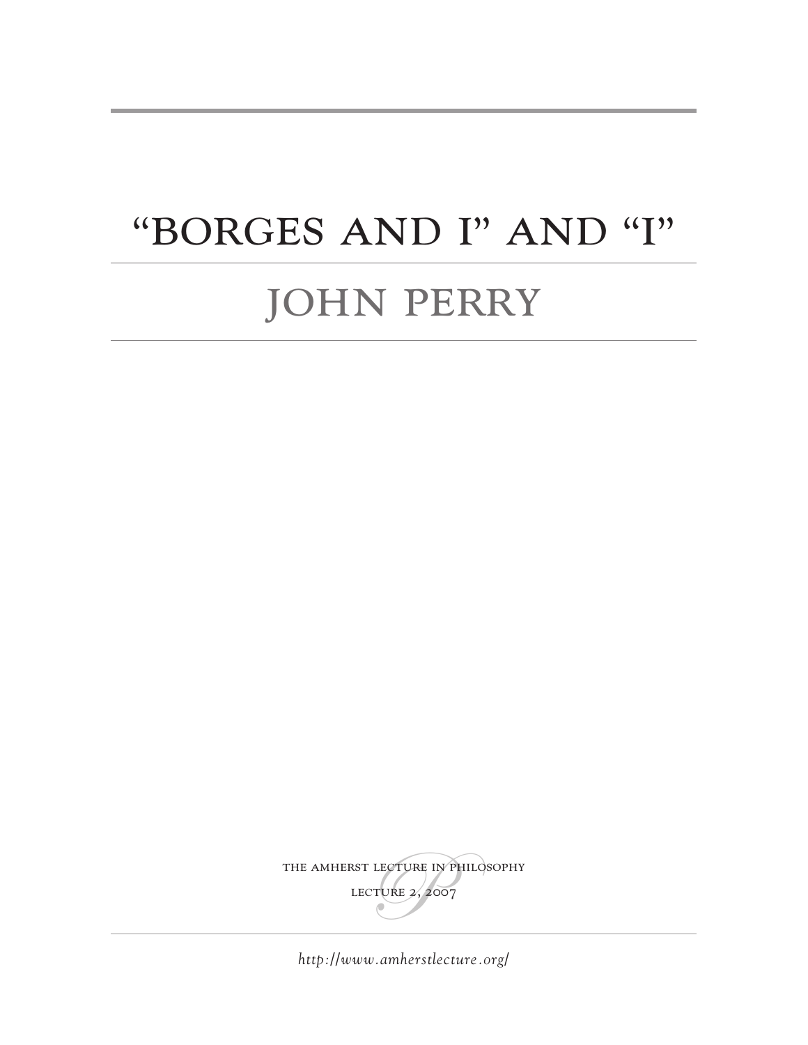# "BORGES AND I" AND "I"

## JOHN PERRY

THE AMHERST LECTURE IN PHILOSOPHY

LECTURE 2, 2007

*http://www.amherstlecture.org/*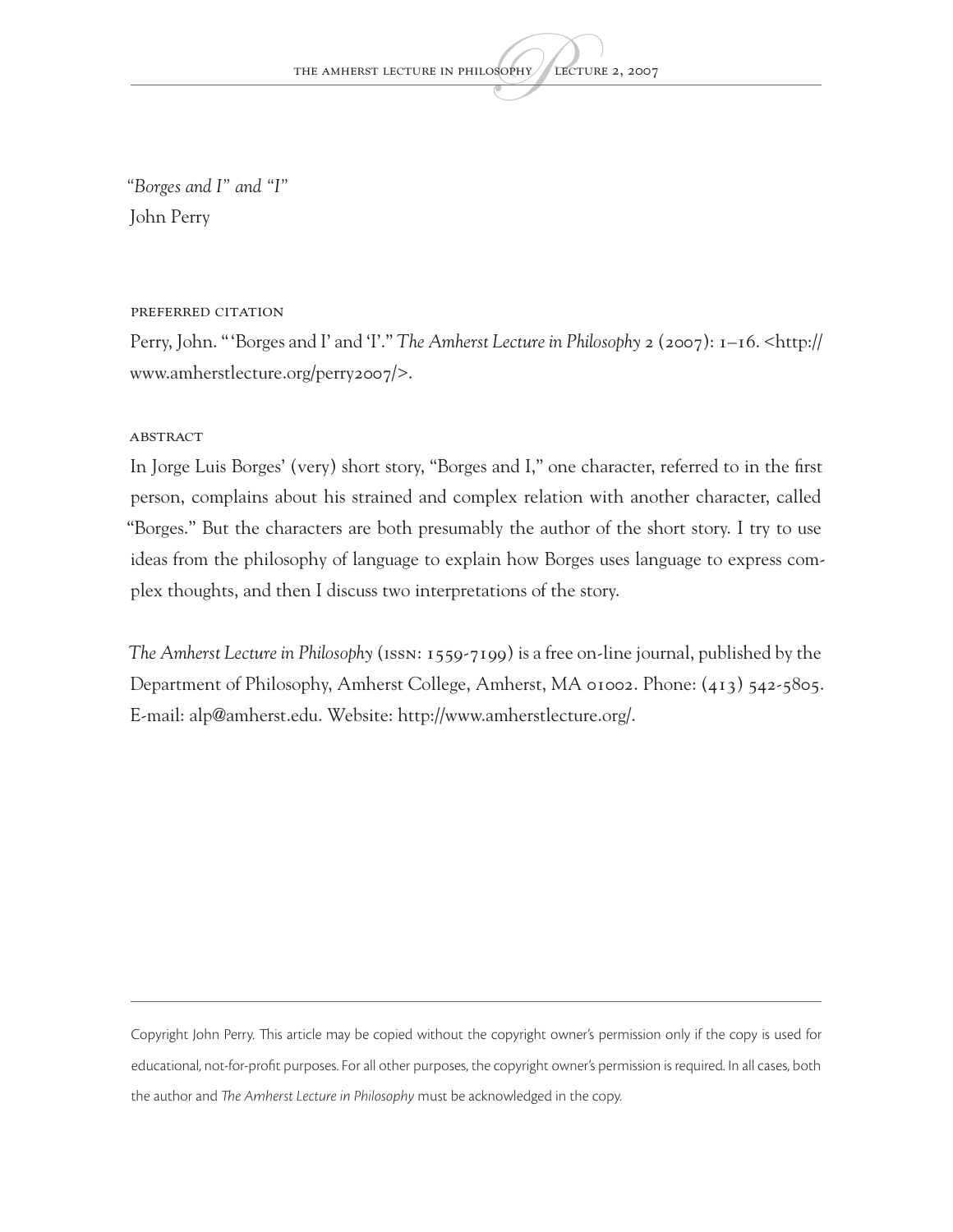*"Borges and I" and "I"*

John Perry

PREFERRED CITATION

Perry, John. "'Borges and I' and 'I'." *The Amherst Lecture in Philosophy* 2 (2007): 1–16. <http://www.amherstlecture.org/perry2007/>.

ABSTRACT

In Jorge Luis Borges' (very) short story, "Borges and I," one character, referred to in the first person, complains about his strained and complex relation with another character, called "Borges." But the characters are both presumably the author of the short story. I try to use ideas from the philosophy of language to explain how Borges uses language to express complex thoughts, and then I discuss two interpretations of the story.

*The Amherst Lecture in Philosophy* (ISSN: 1559-7199) is a free on-line journal, published by the Department of Philosophy, Amherst College, Amherst, MA 01002. Phone: (413) 542-5805. E-mail: alp@amherst.edu. Website: http://www.amherstlecture.org/.

Copyright John Perry. This article may be copied without the copyright owner's permission only if the copy is used for educational, not-for-profit purposes. For all other purposes, the copyright owner's permission is required. In all cases, both the author and *The Amherst Lecture in Philosophy* must be acknowledged in the copy.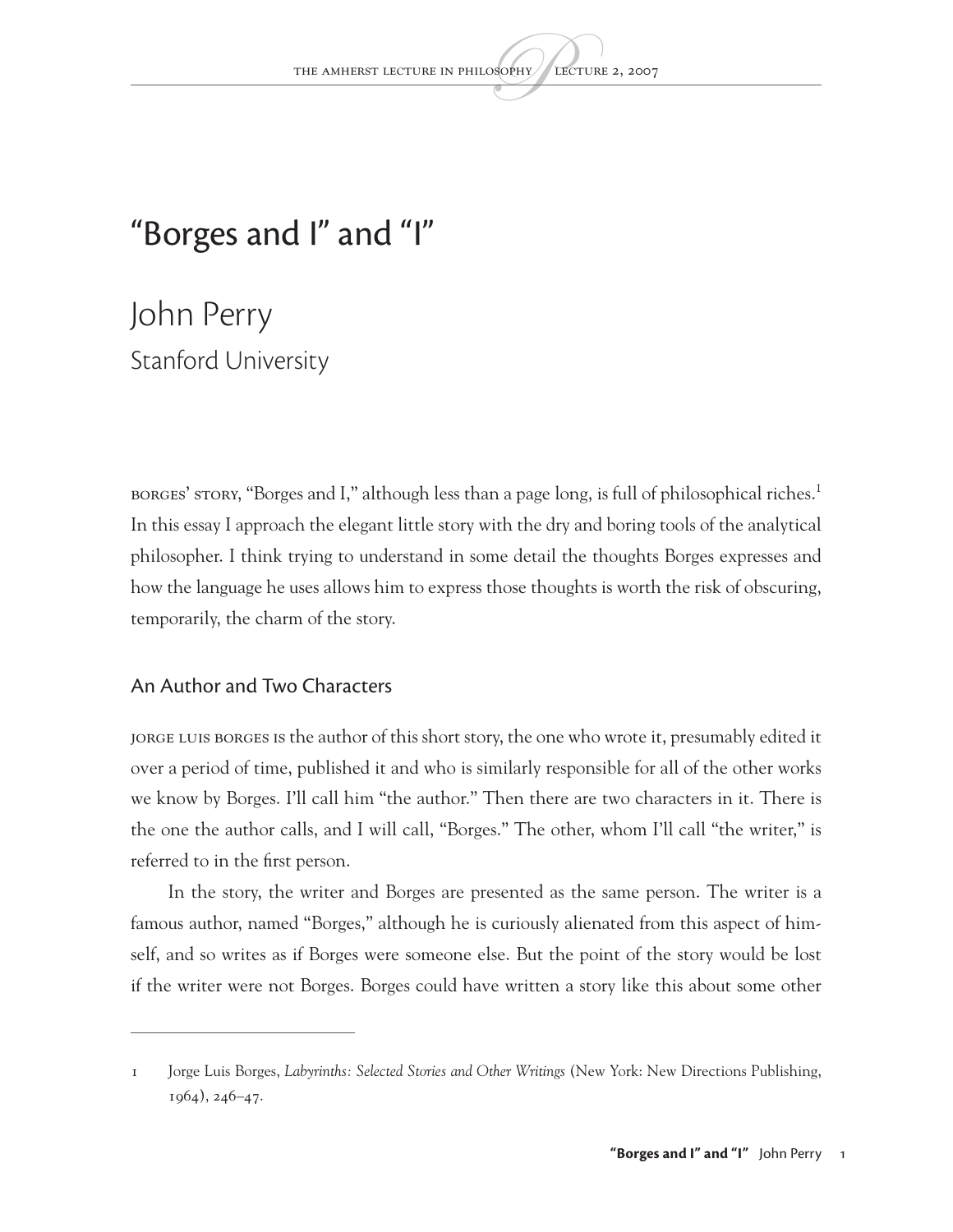# "Borges and I" and "I"

## John Perry

### Stanford University

Borges' story, "Borges and I," although less than a page long, is full of philosophical riches.[1] In this essay I approach the elegant little story with the dry and boring tools of the analytical philosopher. I think trying to understand in some detail the thoughts Borges expresses and how the language he uses allows him to express those thoughts is worth the risk of obscuring, temporarily, the charm of the story.

## An Author and Two Characters

Jorge Luis Borges is the author of this short story, the one who wrote it, presumably edited it over a period of time, published it and who is similarly responsible for all of the other works we know by Borges. I'll call him "the author." Then there are two characters in it. There is the one the author calls, and I will call, "Borges." The other, whom I'll call "the writer," is referred to in the first person.

In the story, the writer and Borges are presented as the same person. The writer is a famous author, named "Borges," although he is curiously alienated from this aspect of himself, and so writes as if Borges were someone else. But the point of the story would be lost if the writer were not Borges. Borges could have written a story like this about some other

---

1 Jorge Luis Borges, *Labyrinths: Selected Stories and Other Writings* (New York: New Directions Publishing, 1964), 246–47.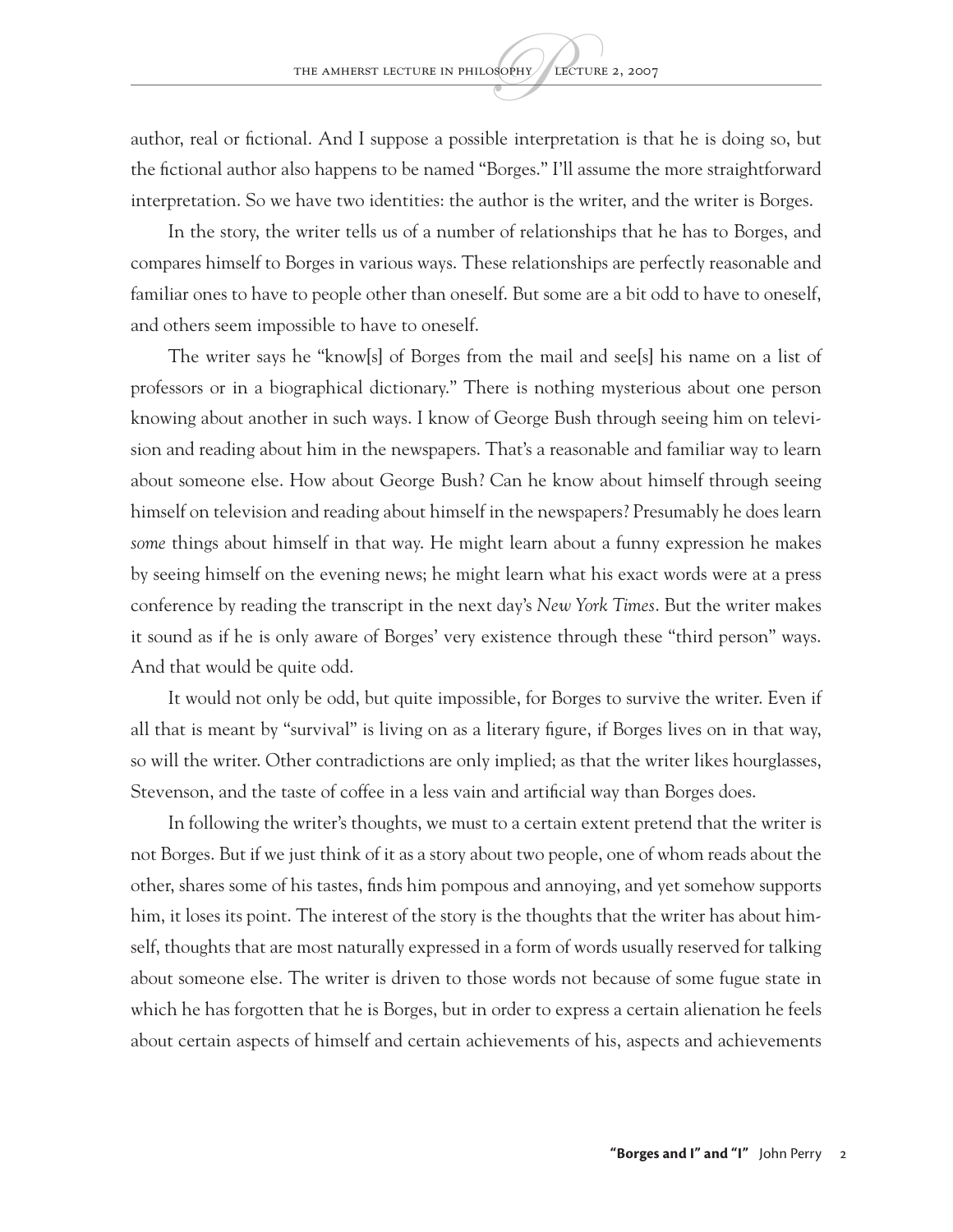author, real or fictional. And I suppose a possible interpretation is that he is doing so, but the fictional author also happens to be named "Borges." I'll assume the more straightforward interpretation. So we have two identities: the author is the writer, and the writer is Borges.

In the story, the writer tells us of a number of relationships that he has to Borges, and compares himself to Borges in various ways. These relationships are perfectly reasonable and familiar ones to have to people other than oneself. But some are a bit odd to have to oneself, and others seem impossible to have to oneself.

The writer says he "know[s] of Borges from the mail and see[s] his name on a list of professors or in a biographical dictionary." There is nothing mysterious about one person knowing about another in such ways. I know of George Bush through seeing him on television and reading about him in the newspapers. That's a reasonable and familiar way to learn about someone else. How about George Bush? Can he know about himself through seeing himself on television and reading about himself in the newspapers? Presumably he does learn *some* things about himself in that way. He might learn about a funny expression he makes by seeing himself on the evening news; he might learn what his exact words were at a press conference by reading the transcript in the next day's *New York Times*. But the writer makes it sound as if he is only aware of Borges' very existence through these "third person" ways. And that would be quite odd.

It would not only be odd, but quite impossible, for Borges to survive the writer. Even if all that is meant by "survival" is living on as a literary figure, if Borges lives on in that way, so will the writer. Other contradictions are only implied; as that the writer likes hourglasses, Stevenson, and the taste of coffee in a less vain and artificial way than Borges does.

In following the writer's thoughts, we must to a certain extent pretend that the writer is not Borges. But if we just think of it as a story about two people, one of whom reads about the other, shares some of his tastes, finds him pompous and annoying, and yet somehow supports him, it loses its point. The interest of the story is the thoughts that the writer has about himself, thoughts that are most naturally expressed in a form of words usually reserved for talking about someone else. The writer is driven to those words not because of some fugue state in which he has forgotten that he is Borges, but in order to express a certain alienation he feels about certain aspects of himself and certain achievements of his, aspects and achievements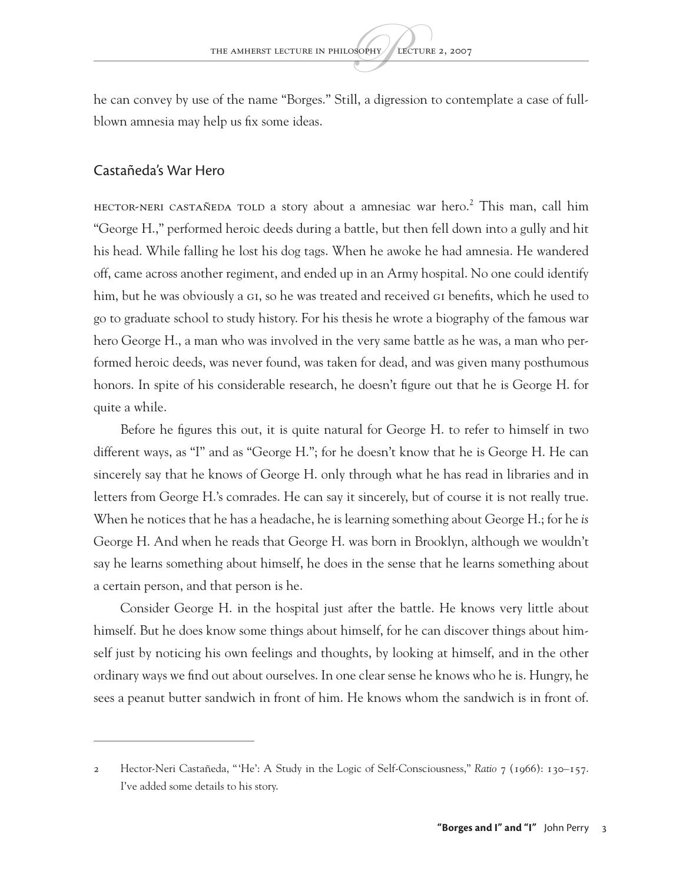he can convey by use of the name "Borges." Still, a digression to contemplate a case of full-blown amnesia may help us fix some ideas.

## Castañeda's War Hero

HECTOR-NERI CASTAÑEDA TOLD a story about a amnesiac war hero.[2] This man, call him "George H.," performed heroic deeds during a battle, but then fell down into a gully and hit his head. While falling he lost his dog tags. When he awoke he had amnesia. He wandered off, came across another regiment, and ended up in an Army hospital. No one could identify him, but he was obviously a GI, so he was treated and received GI benefits, which he used to go to graduate school to study history. For his thesis he wrote a biography of the famous war hero George H., a man who was involved in the very same battle as he was, a man who performed heroic deeds, was never found, was taken for dead, and was given many posthumous honors. In spite of his considerable research, he doesn't figure out that he is George H. for quite a while.

Before he figures this out, it is quite natural for George H. to refer to himself in two different ways, as "I" and as "George H."; for he doesn't know that he is George H. He can sincerely say that he knows of George H. only through what he has read in libraries and in letters from George H.'s comrades. He can say it sincerely, but of course it is not really true. When he notices that he has a headache, he is learning something about George H.; for he *is* George H. And when he reads that George H. was born in Brooklyn, although we wouldn't say he learns something about himself, he does in the sense that he learns something about a certain person, and that person is he.

Consider George H. in the hospital just after the battle. He knows very little about himself. But he does know some things about himself, for he can discover things about himself just by noticing his own feelings and thoughts, by looking at himself, and in the other ordinary ways we find out about ourselves. In one clear sense he knows who he is. Hungry, he sees a peanut butter sandwich in front of him. He knows whom the sandwich is in front of.

---

2 Hector-Neri Castañeda, "'He': A Study in the Logic of Self-Consciousness," *Ratio* 7 (1966): 130–157. I've added some details to his story.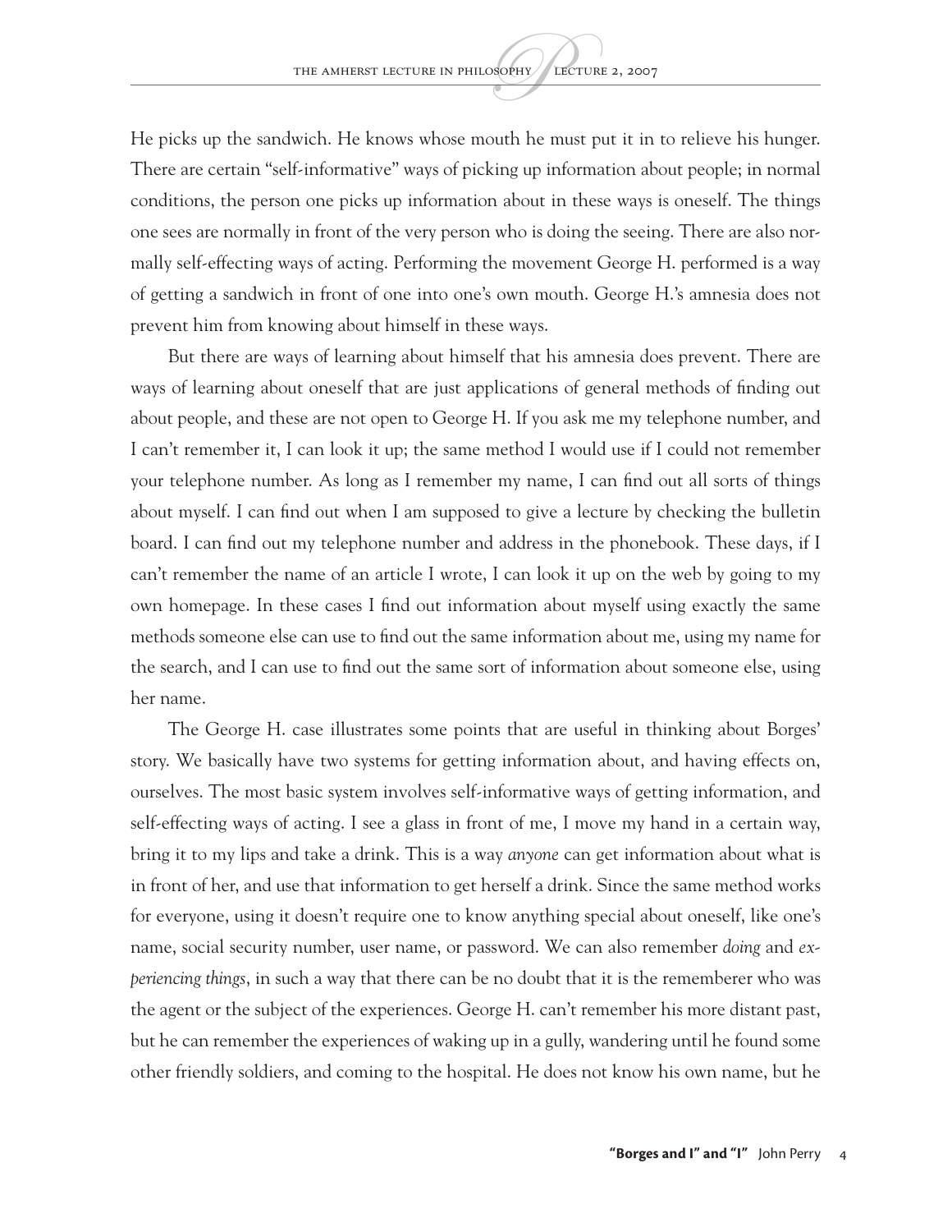He picks up the sandwich. He knows whose mouth he must put it in to relieve his hunger. There are certain "self-informative" ways of picking up information about people; in normal conditions, the person one picks up information about in these ways is oneself. The things one sees are normally in front of the very person who is doing the seeing. There are also normally self-effecting ways of acting. Performing the movement George H. performed is a way of getting a sandwich in front of one into one's own mouth. George H.'s amnesia does not prevent him from knowing about himself in these ways.

But there are ways of learning about himself that his amnesia does prevent. There are ways of learning about oneself that are just applications of general methods of finding out about people, and these are not open to George H. If you ask me my telephone number, and I can't remember it, I can look it up; the same method I would use if I could not remember your telephone number. As long as I remember my name, I can find out all sorts of things about myself. I can find out when I am supposed to give a lecture by checking the bulletin board. I can find out my telephone number and address in the phonebook. These days, if I can't remember the name of an article I wrote, I can look it up on the web by going to my own homepage. In these cases I find out information about myself using exactly the same methods someone else can use to find out the same information about me, using my name for the search, and I can use to find out the same sort of information about someone else, using her name.

The George H. case illustrates some points that are useful in thinking about Borges' story. We basically have two systems for getting information about, and having effects on, ourselves. The most basic system involves self-informative ways of getting information, and self-effecting ways of acting. I see a glass in front of me, I move my hand in a certain way, bring it to my lips and take a drink. This is a way *anyone* can get information about what is in front of her, and use that information to get herself a drink. Since the same method works for everyone, using it doesn't require one to know anything special about oneself, like one's name, social security number, user name, or password. We can also remember *doing* and *experiencing things*, in such a way that there can be no doubt that it is the rememberer who was the agent or the subject of the experiences. George H. can't remember his more distant past, but he can remember the experiences of waking up in a gully, wandering until he found some other friendly soldiers, and coming to the hospital. He does not know his own name, but he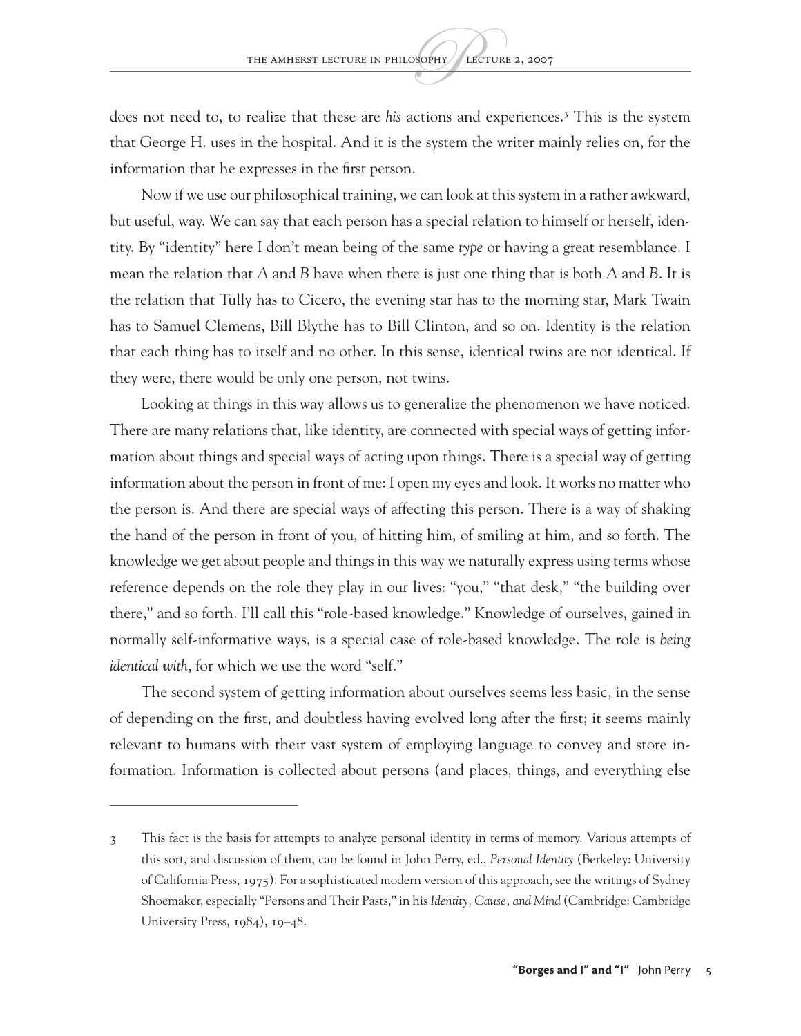does not need to, to realize that these are *his* actions and experiences.[3] This is the system that George H. uses in the hospital. And it is the system the writer mainly relies on, for the information that he expresses in the first person.

Now if we use our philosophical training, we can look at this system in a rather awkward, but useful, way. We can say that each person has a special relation to himself or herself, identity. By "identity" here I don't mean being of the same *type* or having a great resemblance. I mean the relation that *A* and *B* have when there is just one thing that is both *A* and *B*. It is the relation that Tully has to Cicero, the evening star has to the morning star, Mark Twain has to Samuel Clemens, Bill Blythe has to Bill Clinton, and so on. Identity is the relation that each thing has to itself and no other. In this sense, identical twins are not identical. If they were, there would be only one person, not twins.

Looking at things in this way allows us to generalize the phenomenon we have noticed. There are many relations that, like identity, are connected with special ways of getting information about things and special ways of acting upon things. There is a special way of getting information about the person in front of me: I open my eyes and look. It works no matter who the person is. And there are special ways of affecting this person. There is a way of shaking the hand of the person in front of you, of hitting him, of smiling at him, and so forth. The knowledge we get about people and things in this way we naturally express using terms whose reference depends on the role they play in our lives: "you," "that desk," "the building over there," and so forth. I'll call this "role-based knowledge." Knowledge of ourselves, gained in normally self-informative ways, is a special case of role-based knowledge. The role is *being identical with*, for which we use the word "self."

The second system of getting information about ourselves seems less basic, in the sense of depending on the first, and doubtless having evolved long after the first; it seems mainly relevant to humans with their vast system of employing language to convey and store information. Information is collected about persons (and places, things, and everything else

---

3 This fact is the basis for attempts to analyze personal identity in terms of memory. Various attempts of this sort, and discussion of them, can be found in John Perry, ed., *Personal Identity* (Berkeley: University of California Press, 1975). For a sophisticated modern version of this approach, see the writings of Sydney Shoemaker, especially "Persons and Their Pasts," in his *Identity, Cause, and Mind* (Cambridge: Cambridge University Press, 1984), 19–48.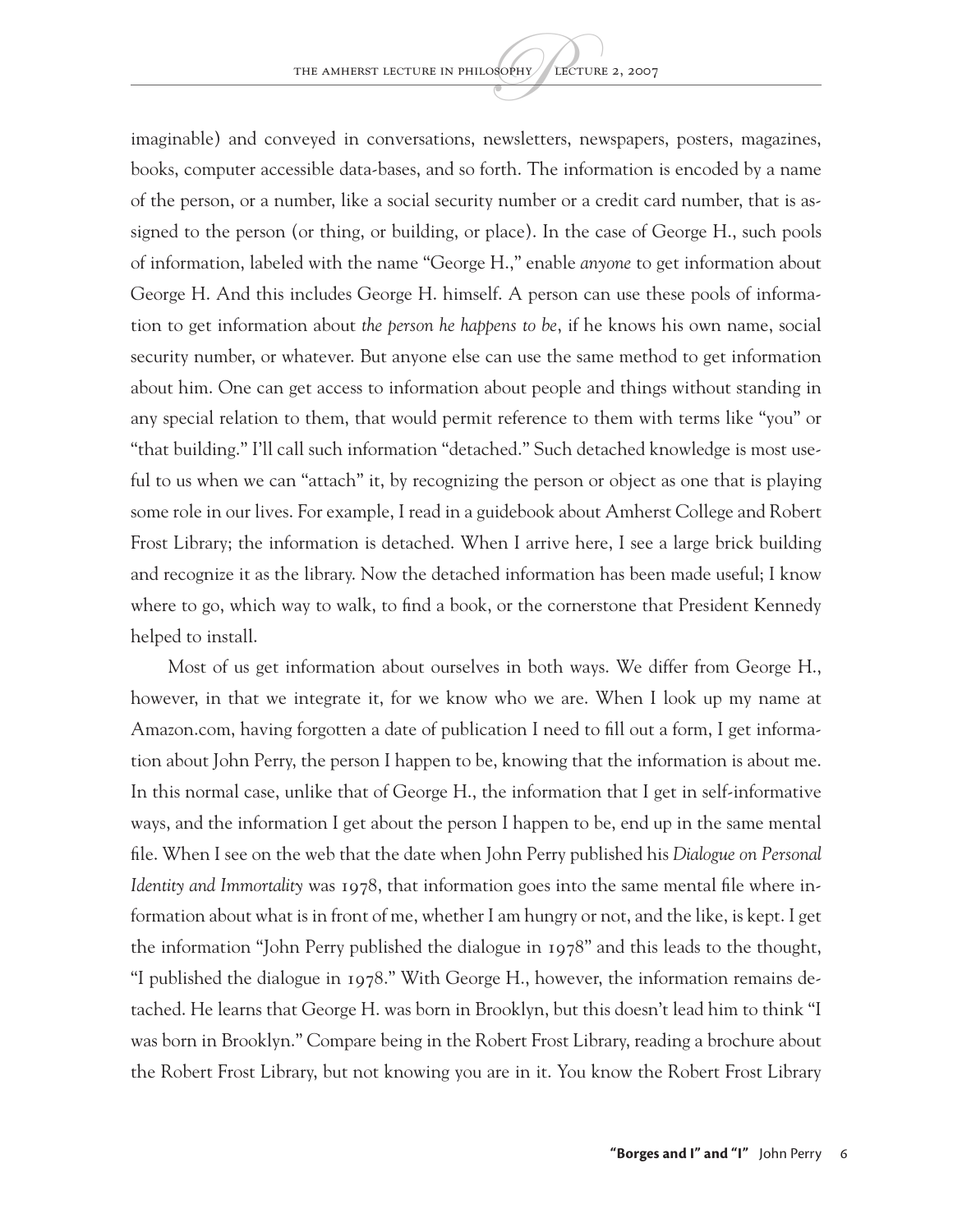imaginable) and conveyed in conversations, newsletters, newspapers, posters, magazines, books, computer accessible data-bases, and so forth. The information is encoded by a name of the person, or a number, like a social security number or a credit card number, that is assigned to the person (or thing, or building, or place). In the case of George H., such pools of information, labeled with the name "George H.," enable *anyone* to get information about George H. And this includes George H. himself. A person can use these pools of information to get information about *the person he happens to be*, if he knows his own name, social security number, or whatever. But anyone else can use the same method to get information about him. One can get access to information about people and things without standing in any special relation to them, that would permit reference to them with terms like "you" or "that building." I'll call such information "detached." Such detached knowledge is most useful to us when we can "attach" it, by recognizing the person or object as one that is playing some role in our lives. For example, I read in a guidebook about Amherst College and Robert Frost Library; the information is detached. When I arrive here, I see a large brick building and recognize it as the library. Now the detached information has been made useful; I know where to go, which way to walk, to find a book, or the cornerstone that President Kennedy helped to install.

Most of us get information about ourselves in both ways. We differ from George H., however, in that we integrate it, for we know who we are. When I look up my name at Amazon.com, having forgotten a date of publication I need to fill out a form, I get information about John Perry, the person I happen to be, knowing that the information is about me. In this normal case, unlike that of George H., the information that I get in self-informative ways, and the information I get about the person I happen to be, end up in the same mental file. When I see on the web that the date when John Perry published his *Dialogue on Personal Identity and Immortality* was 1978, that information goes into the same mental file where information about what is in front of me, whether I am hungry or not, and the like, is kept. I get the information "John Perry published the dialogue in 1978" and this leads to the thought, "I published the dialogue in 1978." With George H., however, the information remains detached. He learns that George H. was born in Brooklyn, but this doesn't lead him to think "I was born in Brooklyn." Compare being in the Robert Frost Library, reading a brochure about the Robert Frost Library, but not knowing you are in it. You know the Robert Frost Library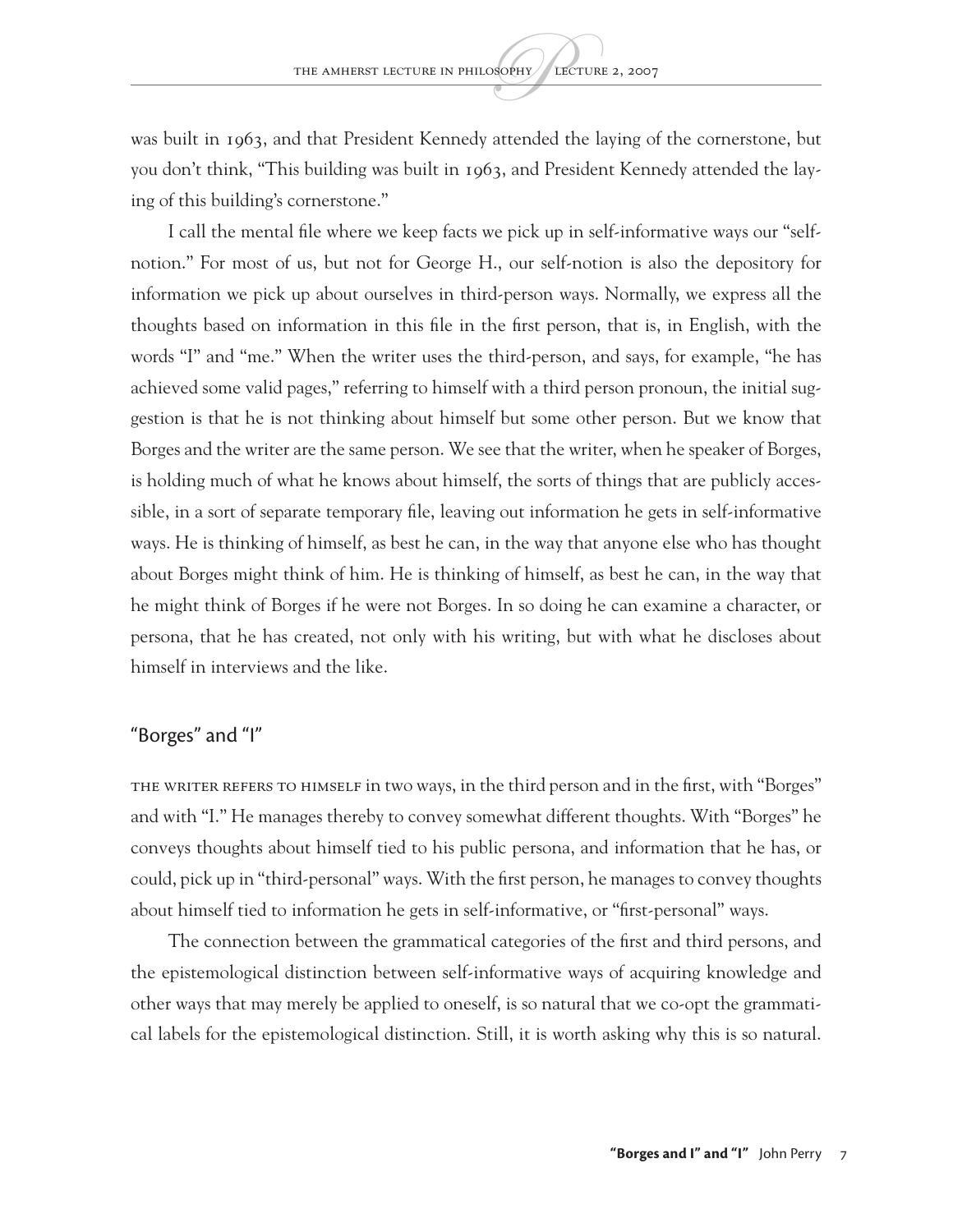was built in 1963, and that President Kennedy attended the laying of the cornerstone, but you don't think, "This building was built in 1963, and President Kennedy attended the laying of this building's cornerstone."

I call the mental file where we keep facts we pick up in self-informative ways our "self-notion." For most of us, but not for George H., our self-notion is also the depository for information we pick up about ourselves in third-person ways. Normally, we express all the thoughts based on information in this file in the first person, that is, in English, with the words "I" and "me." When the writer uses the third-person, and says, for example, "he has achieved some valid pages," referring to himself with a third person pronoun, the initial suggestion is that he is not thinking about himself but some other person. But we know that Borges and the writer are the same person. We see that the writer, when he speaker of Borges, is holding much of what he knows about himself, the sorts of things that are publicly accessible, in a sort of separate temporary file, leaving out information he gets in self-informative ways. He is thinking of himself, as best he can, in the way that anyone else who has thought about Borges might think of him. He is thinking of himself, as best he can, in the way that he might think of Borges if he were not Borges. In so doing he can examine a character, or persona, that he has created, not only with his writing, but with what he discloses about himself in interviews and the like.

## "Borges" and "I"

The writer refers to himself in two ways, in the third person and in the first, with "Borges" and with "I." He manages thereby to convey somewhat different thoughts. With "Borges" he conveys thoughts about himself tied to his public persona, and information that he has, or could, pick up in "third-personal" ways. With the first person, he manages to convey thoughts about himself tied to information he gets in self-informative, or "first-personal" ways.

The connection between the grammatical categories of the first and third persons, and the epistemological distinction between self-informative ways of acquiring knowledge and other ways that may merely be applied to oneself, is so natural that we co-opt the grammatical labels for the epistemological distinction. Still, it is worth asking why this is so natural.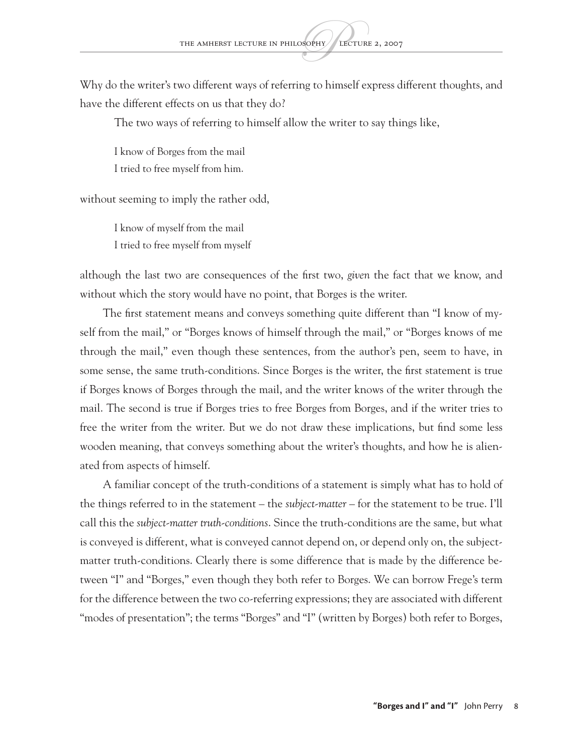Why do the writer's two different ways of referring to himself express different thoughts, and have the different effects on us that they do?

The two ways of referring to himself allow the writer to say things like,

> I know of Borges from the mail
> I tried to free myself from him.

without seeming to imply the rather odd,

> I know of myself from the mail
> I tried to free myself from myself

although the last two are consequences of the first two, *given* the fact that we know, and without which the story would have no point, that Borges is the writer.

The first statement means and conveys something quite different than "I know of myself from the mail," or "Borges knows of himself through the mail," or "Borges knows of me through the mail," even though these sentences, from the author's pen, seem to have, in some sense, the same truth-conditions. Since Borges is the writer, the first statement is true if Borges knows of Borges through the mail, and the writer knows of the writer through the mail. The second is true if Borges tries to free Borges from Borges, and if the writer tries to free the writer from the writer. But we do not draw these implications, but find some less wooden meaning, that conveys something about the writer's thoughts, and how he is alienated from aspects of himself.

A familiar concept of the truth-conditions of a statement is simply what has to hold of the things referred to in the statement – the *subject-matter* – for the statement to be true. I'll call this the *subject-matter truth-conditions*. Since the truth-conditions are the same, but what is conveyed is different, what is conveyed cannot depend on, or depend only on, the subject-matter truth-conditions. Clearly there is some difference that is made by the difference between "I" and "Borges," even though they both refer to Borges. We can borrow Frege's term for the difference between the two co-referring expressions; they are associated with different "modes of presentation"; the terms "Borges" and "I" (written by Borges) both refer to Borges,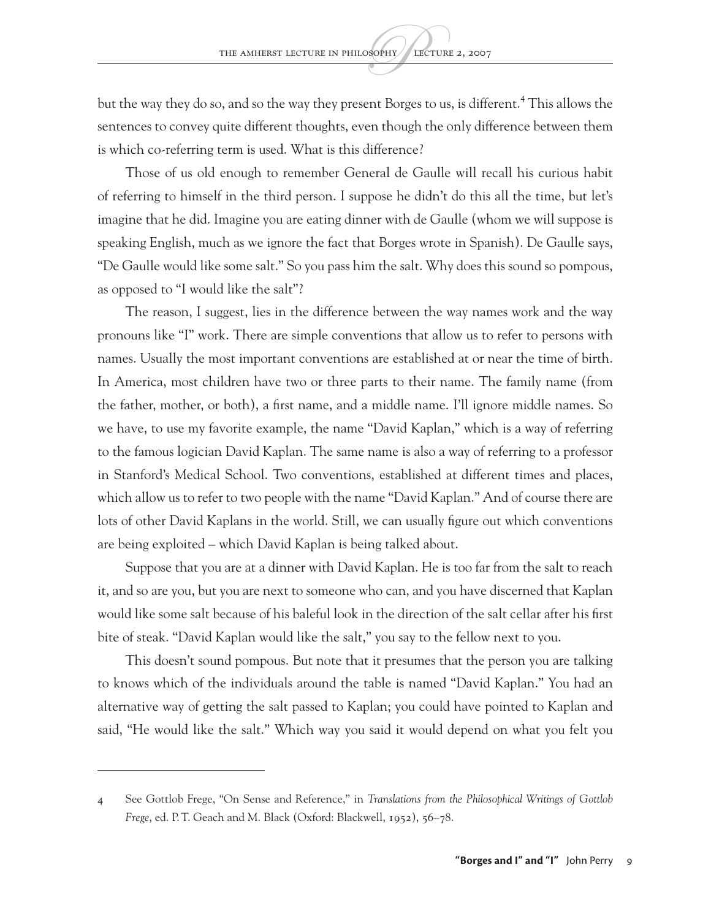but the way they do so, and so the way they present Borges to us, is different.[4] This allows the sentences to convey quite different thoughts, even though the only difference between them is which co-referring term is used. What is this difference?

Those of us old enough to remember General de Gaulle will recall his curious habit of referring to himself in the third person. I suppose he didn't do this all the time, but let's imagine that he did. Imagine you are eating dinner with de Gaulle (whom we will suppose is speaking English, much as we ignore the fact that Borges wrote in Spanish). De Gaulle says, "De Gaulle would like some salt." So you pass him the salt. Why does this sound so pompous, as opposed to "I would like the salt"?

The reason, I suggest, lies in the difference between the way names work and the way pronouns like "I" work. There are simple conventions that allow us to refer to persons with names. Usually the most important conventions are established at or near the time of birth. In America, most children have two or three parts to their name. The family name (from the father, mother, or both), a first name, and a middle name. I'll ignore middle names. So we have, to use my favorite example, the name "David Kaplan," which is a way of referring to the famous logician David Kaplan. The same name is also a way of referring to a professor in Stanford's Medical School. Two conventions, established at different times and places, which allow us to refer to two people with the name "David Kaplan." And of course there are lots of other David Kaplans in the world. Still, we can usually figure out which conventions are being exploited – which David Kaplan is being talked about.

Suppose that you are at a dinner with David Kaplan. He is too far from the salt to reach it, and so are you, but you are next to someone who can, and you have discerned that Kaplan would like some salt because of his baleful look in the direction of the salt cellar after his first bite of steak. "David Kaplan would like the salt," you say to the fellow next to you.

This doesn't sound pompous. But note that it presumes that the person you are talking to knows which of the individuals around the table is named "David Kaplan." You had an alternative way of getting the salt passed to Kaplan; you could have pointed to Kaplan and said, "He would like the salt." Which way you said it would depend on what you felt you

---

4 See Gottlob Frege, "On Sense and Reference," in *Translations from the Philosophical Writings of Gottlob Frege*, ed. P. T. Geach and M. Black (Oxford: Blackwell, 1952), 56–78.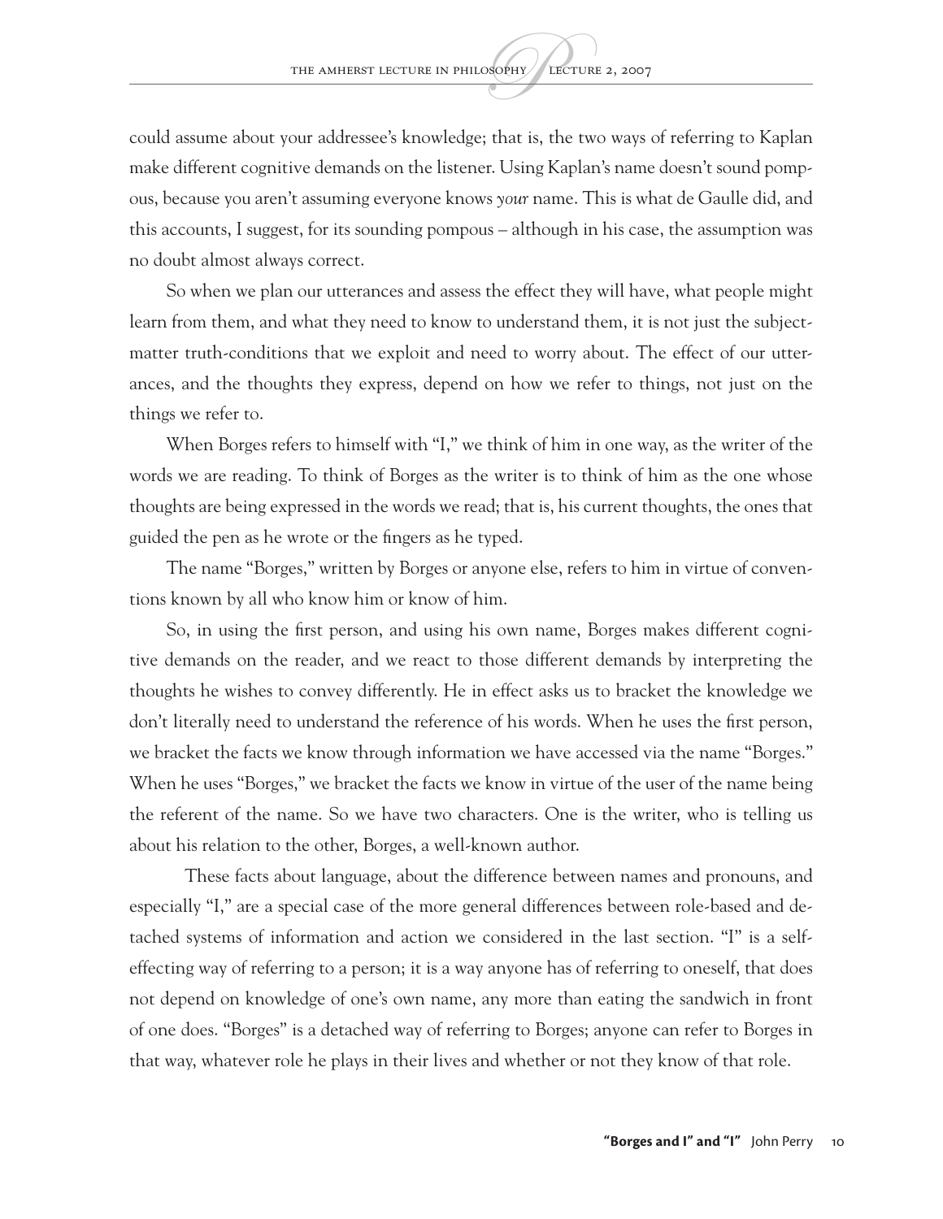could assume about your addressee's knowledge; that is, the two ways of referring to Kaplan make different cognitive demands on the listener. Using Kaplan's name doesn't sound pompous, because you aren't assuming everyone knows *your* name. This is what de Gaulle did, and this accounts, I suggest, for its sounding pompous – although in his case, the assumption was no doubt almost always correct.

So when we plan our utterances and assess the effect they will have, what people might learn from them, and what they need to know to understand them, it is not just the subject-matter truth-conditions that we exploit and need to worry about. The effect of our utterances, and the thoughts they express, depend on how we refer to things, not just on the things we refer to.

When Borges refers to himself with "I," we think of him in one way, as the writer of the words we are reading. To think of Borges as the writer is to think of him as the one whose thoughts are being expressed in the words we read; that is, his current thoughts, the ones that guided the pen as he wrote or the fingers as he typed.

The name "Borges," written by Borges or anyone else, refers to him in virtue of conventions known by all who know him or know of him.

So, in using the first person, and using his own name, Borges makes different cognitive demands on the reader, and we react to those different demands by interpreting the thoughts he wishes to convey differently. He in effect asks us to bracket the knowledge we don't literally need to understand the reference of his words. When he uses the first person, we bracket the facts we know through information we have accessed via the name "Borges." When he uses "Borges," we bracket the facts we know in virtue of the user of the name being the referent of the name. So we have two characters. One is the writer, who is telling us about his relation to the other, Borges, a well-known author.

These facts about language, about the difference between names and pronouns, and especially "I," are a special case of the more general differences between role-based and detached systems of information and action we considered in the last section. "I" is a self-effecting way of referring to a person; it is a way anyone has of referring to oneself, that does not depend on knowledge of one's own name, any more than eating the sandwich in front of one does. "Borges" is a detached way of referring to Borges; anyone can refer to Borges in that way, whatever role he plays in their lives and whether or not they know of that role.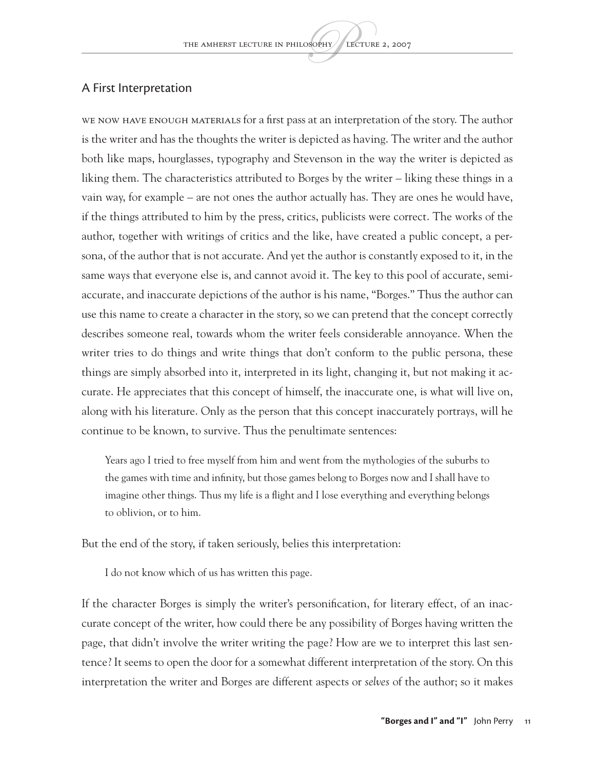## A First Interpretation

We now have enough materials for a first pass at an interpretation of the story. The author is the writer and has the thoughts the writer is depicted as having. The writer and the author both like maps, hourglasses, typography and Stevenson in the way the writer is depicted as liking them. The characteristics attributed to Borges by the writer – liking these things in a vain way, for example – are not ones the author actually has. They are ones he would have, if the things attributed to him by the press, critics, publicists were correct. The works of the author, together with writings of critics and the like, have created a public concept, a persona, of the author that is not accurate. And yet the author is constantly exposed to it, in the same ways that everyone else is, and cannot avoid it. The key to this pool of accurate, semi-accurate, and inaccurate depictions of the author is his name, "Borges." Thus the author can use this name to create a character in the story, so we can pretend that the concept correctly describes someone real, towards whom the writer feels considerable annoyance. When the writer tries to do things and write things that don't conform to the public persona, these things are simply absorbed into it, interpreted in its light, changing it, but not making it accurate. He appreciates that this concept of himself, the inaccurate one, is what will live on, along with his literature. Only as the person that this concept inaccurately portrays, will he continue to be known, to survive. Thus the penultimate sentences:

> Years ago I tried to free myself from him and went from the mythologies of the suburbs to the games with time and infinity, but those games belong to Borges now and I shall have to imagine other things. Thus my life is a flight and I lose everything and everything belongs to oblivion, or to him.

But the end of the story, if taken seriously, belies this interpretation:

> I do not know which of us has written this page.

If the character Borges is simply the writer's personification, for literary effect, of an inaccurate concept of the writer, how could there be any possibility of Borges having written the page, that didn't involve the writer writing the page? How are we to interpret this last sentence? It seems to open the door for a somewhat different interpretation of the story. On this interpretation the writer and Borges are different aspects or *selves* of the author; so it makes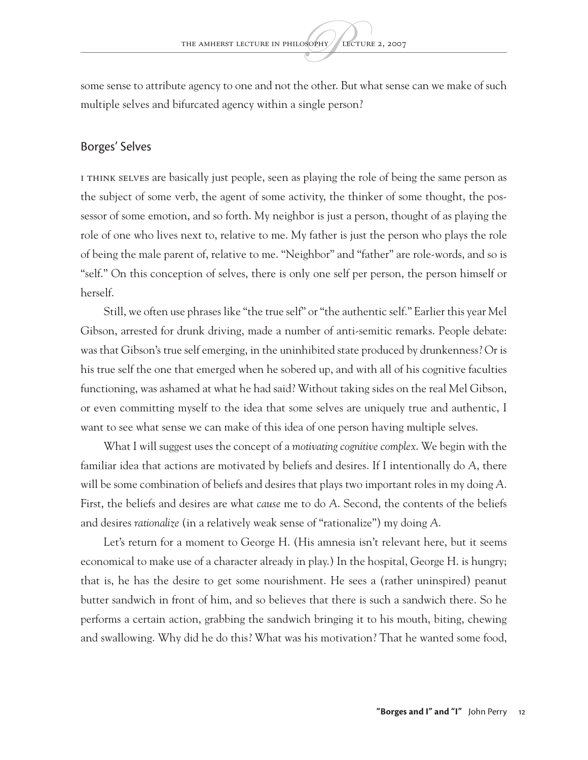some sense to attribute agency to one and not the other. But what sense can we make of such multiple selves and bifurcated agency within a single person?

## Borges' Selves

I think selves are basically just people, seen as playing the role of being the same person as the subject of some verb, the agent of some activity, the thinker of some thought, the possessor of some emotion, and so forth. My neighbor is just a person, thought of as playing the role of one who lives next to, relative to me. My father is just the person who plays the role of being the male parent of, relative to me. "Neighbor" and "father" are role-words, and so is "self." On this conception of selves, there is only one self per person, the person himself or herself.

Still, we often use phrases like "the true self" or "the authentic self." Earlier this year Mel Gibson, arrested for drunk driving, made a number of anti-semitic remarks. People debate: was that Gibson's true self emerging, in the uninhibited state produced by drunkenness? Or is his true self the one that emerged when he sobered up, and with all of his cognitive faculties functioning, was ashamed at what he had said? Without taking sides on the real Mel Gibson, or even committing myself to the idea that some selves are uniquely true and authentic, I want to see what sense we can make of this idea of one person having multiple selves.

What I will suggest uses the concept of a *motivating cognitive complex*. We begin with the familiar idea that actions are motivated by beliefs and desires. If I intentionally do *A*, there will be some combination of beliefs and desires that plays two important roles in my doing *A*. First, the beliefs and desires are what *cause* me to do *A*. Second, the contents of the beliefs and desires *rationalize* (in a relatively weak sense of "rationalize") my doing *A*.

Let's return for a moment to George H. (His amnesia isn't relevant here, but it seems economical to make use of a character already in play.) In the hospital, George H. is hungry; that is, he has the desire to get some nourishment. He sees a (rather uninspired) peanut butter sandwich in front of him, and so believes that there is such a sandwich there. So he performs a certain action, grabbing the sandwich bringing it to his mouth, biting, chewing and swallowing. Why did he do this? What was his motivation? That he wanted some food,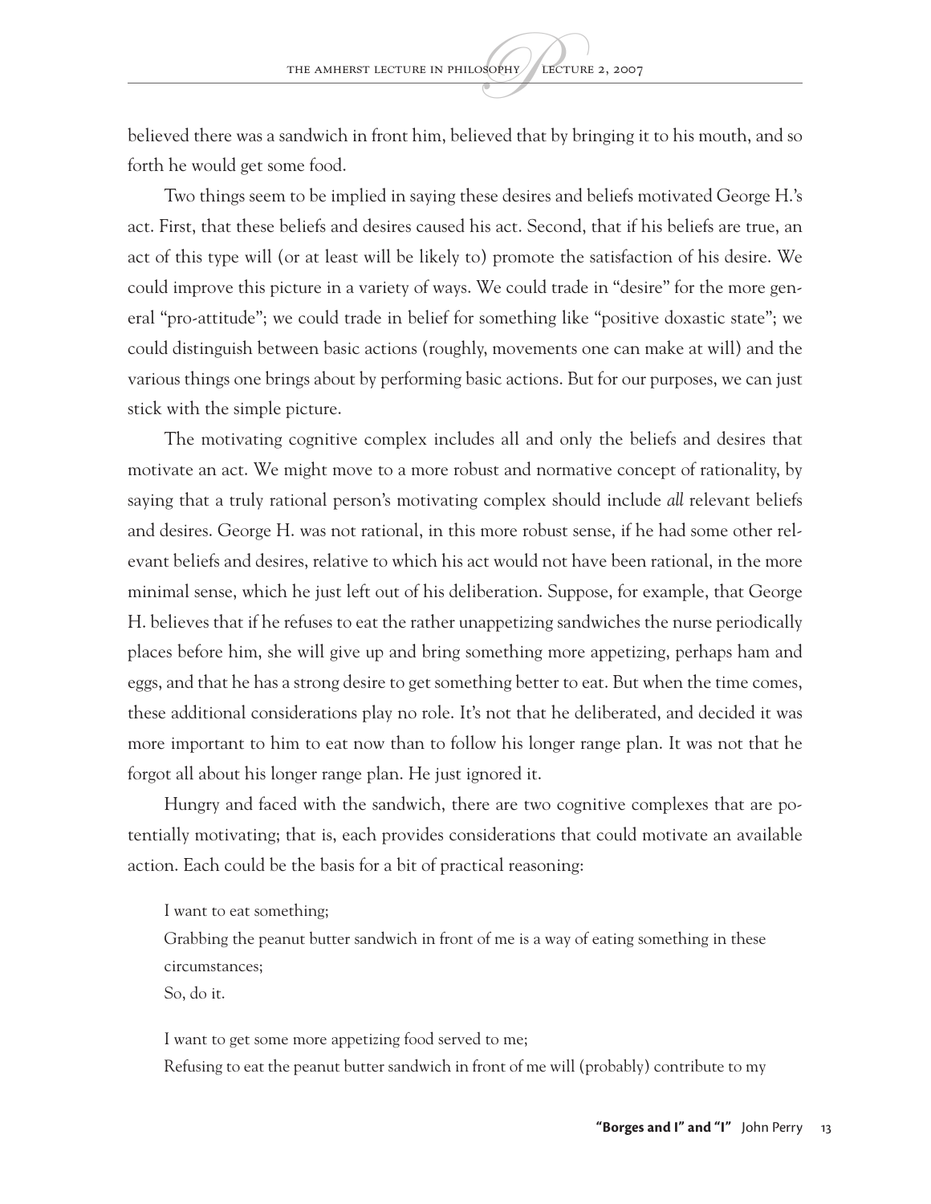believed there was a sandwich in front him, believed that by bringing it to his mouth, and so forth he would get some food.

Two things seem to be implied in saying these desires and beliefs motivated George H.'s act. First, that these beliefs and desires caused his act. Second, that if his beliefs are true, an act of this type will (or at least will be likely to) promote the satisfaction of his desire. We could improve this picture in a variety of ways. We could trade in "desire" for the more general "pro-attitude"; we could trade in belief for something like "positive doxastic state"; we could distinguish between basic actions (roughly, movements one can make at will) and the various things one brings about by performing basic actions. But for our purposes, we can just stick with the simple picture.

The motivating cognitive complex includes all and only the beliefs and desires that motivate an act. We might move to a more robust and normative concept of rationality, by saying that a truly rational person's motivating complex should include *all* relevant beliefs and desires. George H. was not rational, in this more robust sense, if he had some other relevant beliefs and desires, relative to which his act would not have been rational, in the more minimal sense, which he just left out of his deliberation. Suppose, for example, that George H. believes that if he refuses to eat the rather unappetizing sandwiches the nurse periodically places before him, she will give up and bring something more appetizing, perhaps ham and eggs, and that he has a strong desire to get something better to eat. But when the time comes, these additional considerations play no role. It's not that he deliberated, and decided it was more important to him to eat now than to follow his longer range plan. It was not that he forgot all about his longer range plan. He just ignored it.

Hungry and faced with the sandwich, there are two cognitive complexes that are potentially motivating; that is, each provides considerations that could motivate an available action. Each could be the basis for a bit of practical reasoning:

> I want to eat something;
> Grabbing the peanut butter sandwich in front of me is a way of eating something in these circumstances;
> So, do it.

> I want to get some more appetizing food served to me;
> Refusing to eat the peanut butter sandwich in front of me will (probably) contribute to my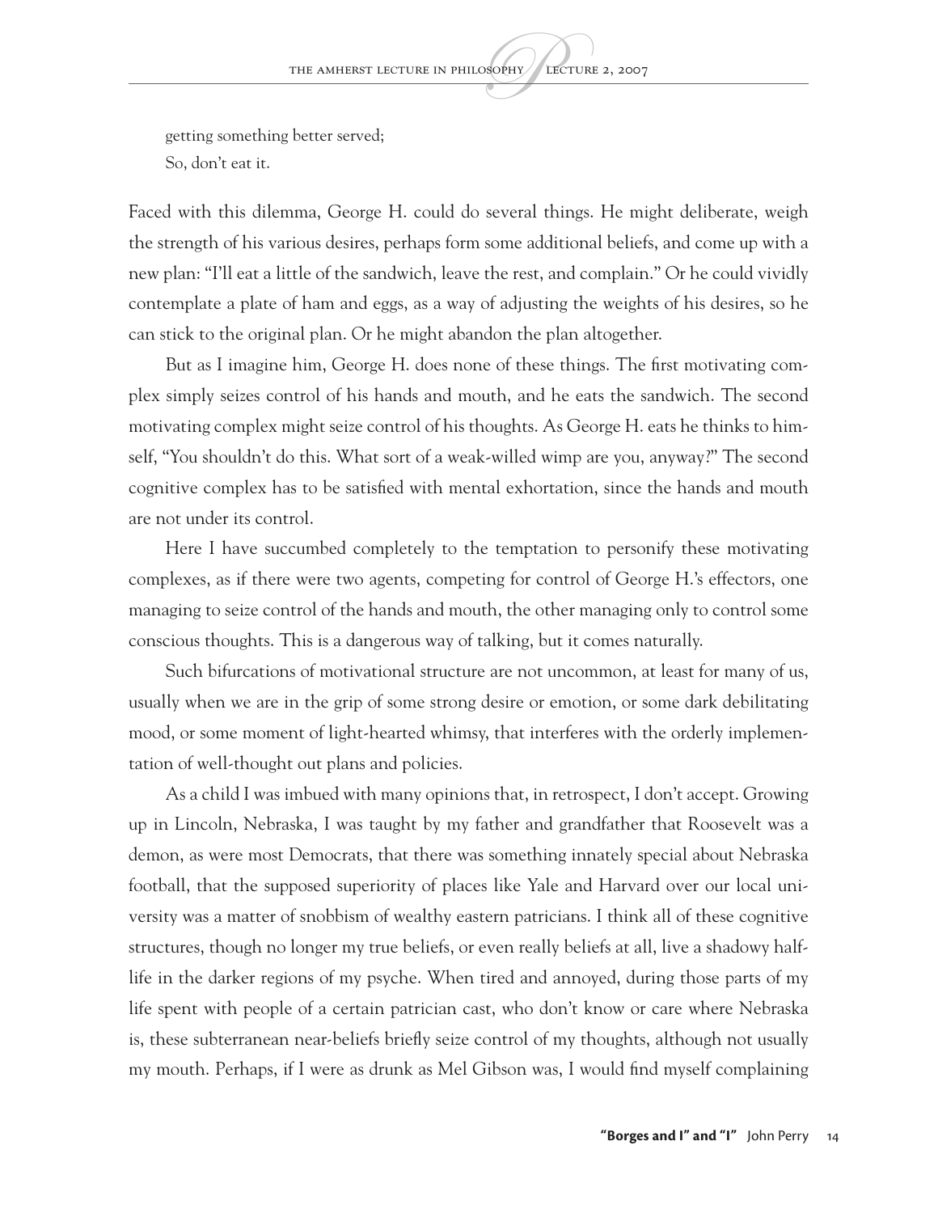getting something better served;
So, don't eat it.

Faced with this dilemma, George H. could do several things. He might deliberate, weigh the strength of his various desires, perhaps form some additional beliefs, and come up with a new plan: "I'll eat a little of the sandwich, leave the rest, and complain." Or he could vividly contemplate a plate of ham and eggs, as a way of adjusting the weights of his desires, so he can stick to the original plan. Or he might abandon the plan altogether.

But as I imagine him, George H. does none of these things. The first motivating complex simply seizes control of his hands and mouth, and he eats the sandwich. The second motivating complex might seize control of his thoughts. As George H. eats he thinks to himself, "You shouldn't do this. What sort of a weak-willed wimp are you, anyway?" The second cognitive complex has to be satisfied with mental exhortation, since the hands and mouth are not under its control.

Here I have succumbed completely to the temptation to personify these motivating complexes, as if there were two agents, competing for control of George H.'s effectors, one managing to seize control of the hands and mouth, the other managing only to control some conscious thoughts. This is a dangerous way of talking, but it comes naturally.

Such bifurcations of motivational structure are not uncommon, at least for many of us, usually when we are in the grip of some strong desire or emotion, or some dark debilitating mood, or some moment of light-hearted whimsy, that interferes with the orderly implementation of well-thought out plans and policies.

As a child I was imbued with many opinions that, in retrospect, I don't accept. Growing up in Lincoln, Nebraska, I was taught by my father and grandfather that Roosevelt was a demon, as were most Democrats, that there was something innately special about Nebraska football, that the supposed superiority of places like Yale and Harvard over our local university was a matter of snobbism of wealthy eastern patricians. I think all of these cognitive structures, though no longer my true beliefs, or even really beliefs at all, live a shadowy half-life in the darker regions of my psyche. When tired and annoyed, during those parts of my life spent with people of a certain patrician cast, who don't know or care where Nebraska is, these subterranean near-beliefs briefly seize control of my thoughts, although not usually my mouth. Perhaps, if I were as drunk as Mel Gibson was, I would find myself complaining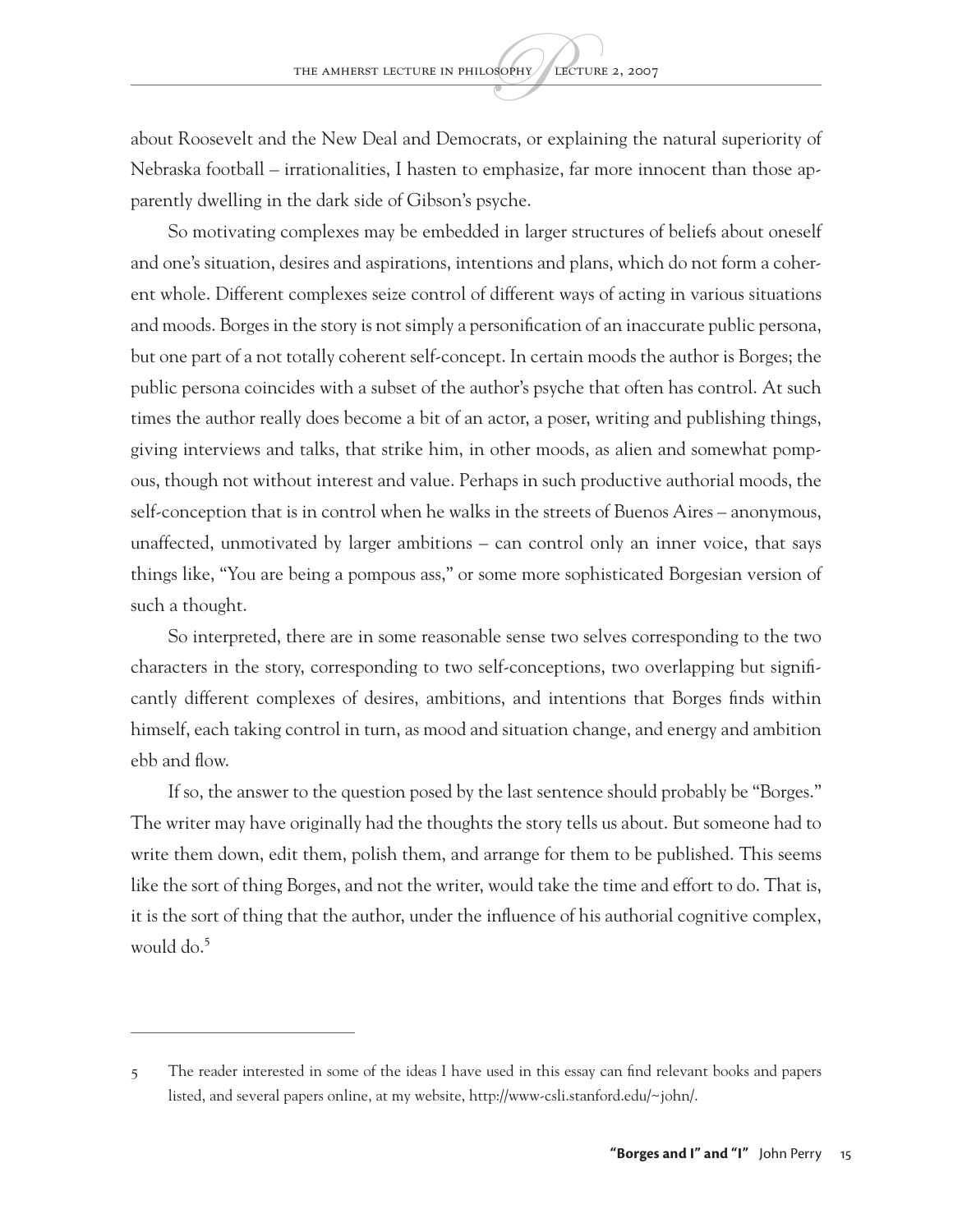about Roosevelt and the New Deal and Democrats, or explaining the natural superiority of Nebraska football – irrationalities, I hasten to emphasize, far more innocent than those apparently dwelling in the dark side of Gibson's psyche.

So motivating complexes may be embedded in larger structures of beliefs about oneself and one's situation, desires and aspirations, intentions and plans, which do not form a coherent whole. Different complexes seize control of different ways of acting in various situations and moods. Borges in the story is not simply a personification of an inaccurate public persona, but one part of a not totally coherent self-concept. In certain moods the author is Borges; the public persona coincides with a subset of the author's psyche that often has control. At such times the author really does become a bit of an actor, a poser, writing and publishing things, giving interviews and talks, that strike him, in other moods, as alien and somewhat pompous, though not without interest and value. Perhaps in such productive authorial moods, the self-conception that is in control when he walks in the streets of Buenos Aires – anonymous, unaffected, unmotivated by larger ambitions – can control only an inner voice, that says things like, "You are being a pompous ass," or some more sophisticated Borgesian version of such a thought.

So interpreted, there are in some reasonable sense two selves corresponding to the two characters in the story, corresponding to two self-conceptions, two overlapping but significantly different complexes of desires, ambitions, and intentions that Borges finds within himself, each taking control in turn, as mood and situation change, and energy and ambition ebb and flow.

If so, the answer to the question posed by the last sentence should probably be "Borges." The writer may have originally had the thoughts the story tells us about. But someone had to write them down, edit them, polish them, and arrange for them to be published. This seems like the sort of thing Borges, and not the writer, would take the time and effort to do. That is, it is the sort of thing that the author, under the influence of his authorial cognitive complex, would do.[5]

---

5 The reader interested in some of the ideas I have used in this essay can find relevant books and papers listed, and several papers online, at my website, http://www-csli.stanford.edu/~john/.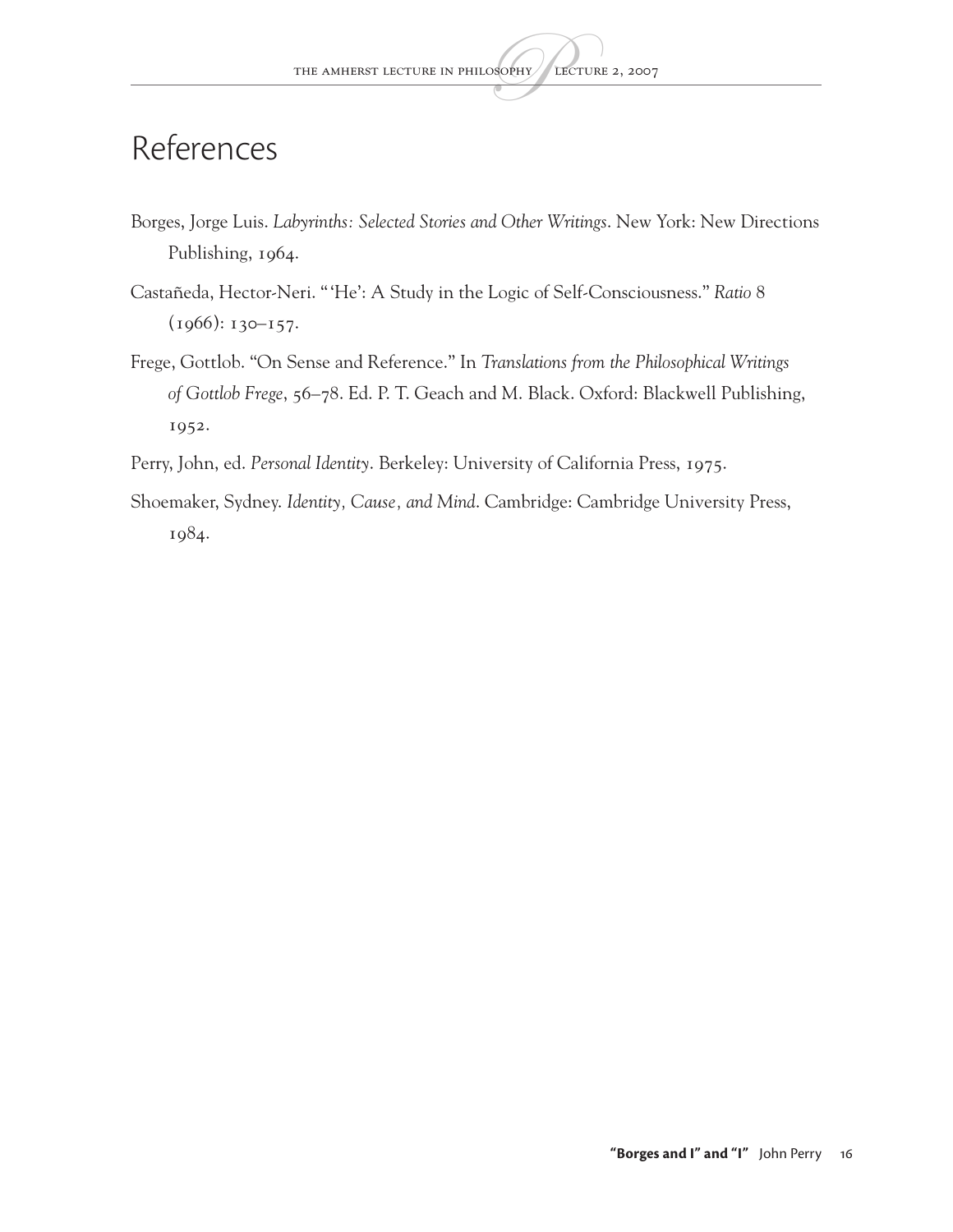# References

Borges, Jorge Luis. *Labyrinths: Selected Stories and Other Writings*. New York: New Directions Publishing, 1964.

Castañeda, Hector-Neri. "'He': A Study in the Logic of Self-Consciousness." *Ratio* 8 (1966): 130–157.

Frege, Gottlob. "On Sense and Reference." In *Translations from the Philosophical Writings of Gottlob Frege*, 56–78. Ed. P. T. Geach and M. Black. Oxford: Blackwell Publishing, 1952.

Perry, John, ed. *Personal Identity*. Berkeley: University of California Press, 1975.

Shoemaker, Sydney. *Identity, Cause, and Mind*. Cambridge: Cambridge University Press, 1984.